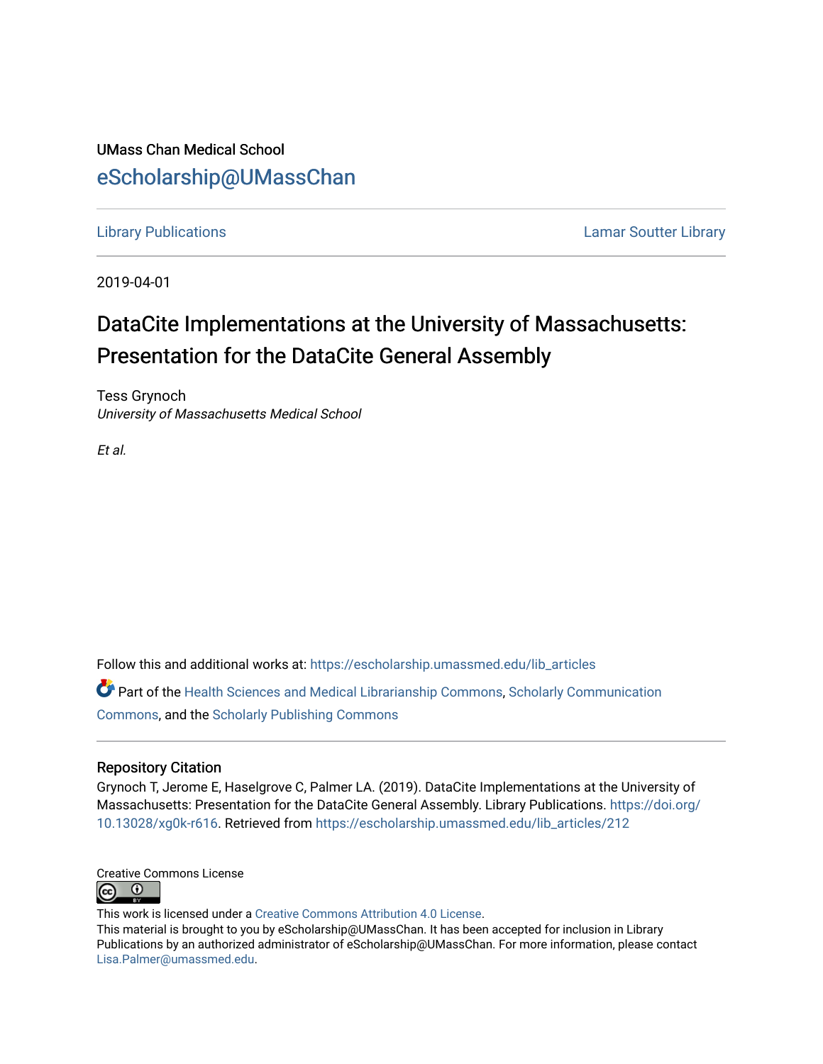UMass Chan Medical School

eScholarship@UMassChan

Library Publications | Lamar Soutter Library

2019-04-01

# DataCite Implementations at the University of Massachusetts: Presentation for the DataCite General Assembly

Tess Grynoch
*University of Massachusetts Medical School*

*Et al.*

Follow this and additional works at: https://escholarship.umassmed.edu/lib_articles

Part of the Health Sciences and Medical Librarianship Commons, Scholarly Communication Commons, and the Scholarly Publishing Commons

## Repository Citation

Grynoch T, Jerome E, Haselgrove C, Palmer LA. (2019). DataCite Implementations at the University of Massachusetts: Presentation for the DataCite General Assembly. Library Publications. https://doi.org/10.13028/xg0k-r616. Retrieved from https://escholarship.umassmed.edu/lib_articles/212

Creative Commons License

This work is licensed under a Creative Commons Attribution 4.0 License.
This material is brought to you by eScholarship@UMassChan. It has been accepted for inclusion in Library Publications by an authorized administrator of eScholarship@UMassChan. For more information, please contact Lisa.Palmer@umassmed.edu.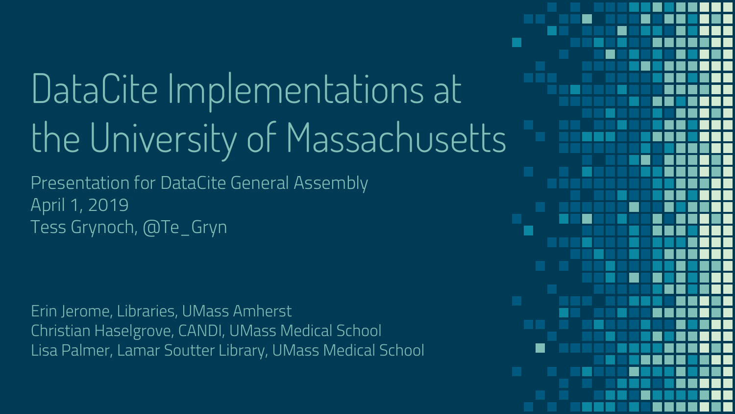# DataCite Implementations at the University of Massachusetts

Presentation for DataCite General Assembly
April 1, 2019
Tess Grynoch, @Te_Gryn

Erin Jerome, Libraries, UMass Amherst
Christian Haselgrove, CANDI, UMass Medical School
Lisa Palmer, Lamar Soutter Library, UMass Medical School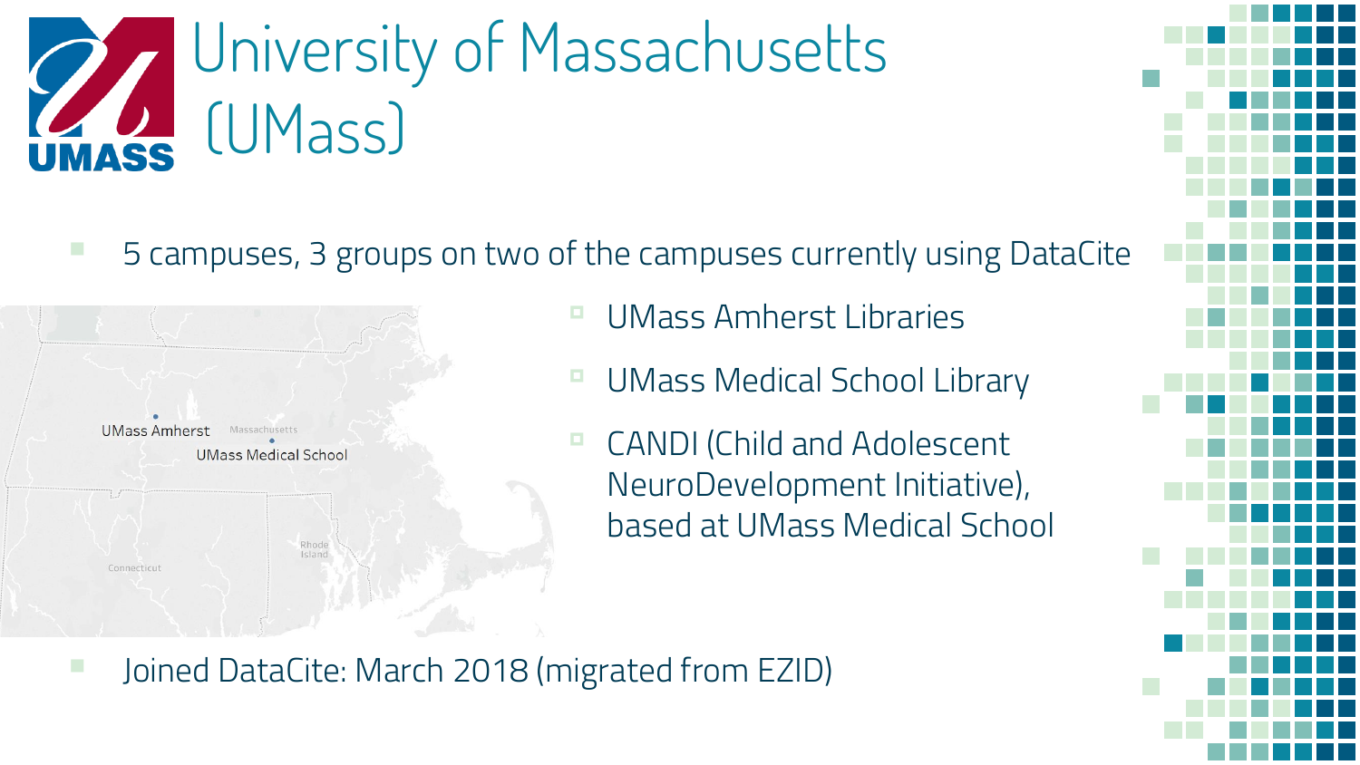# University of Massachusetts (UMass)

- 5 campuses, 3 groups on two of the campuses currently using DataCite
  - UMass Amherst Libraries
  - UMass Medical School Library
  - CANDI (Child and Adolescent NeuroDevelopment Initiative), based at UMass Medical School

UMass Amherst

Massachusetts

UMass Medical School

Rhode Island

Connecticut

- Joined DataCite: March 2018 (migrated from EZID)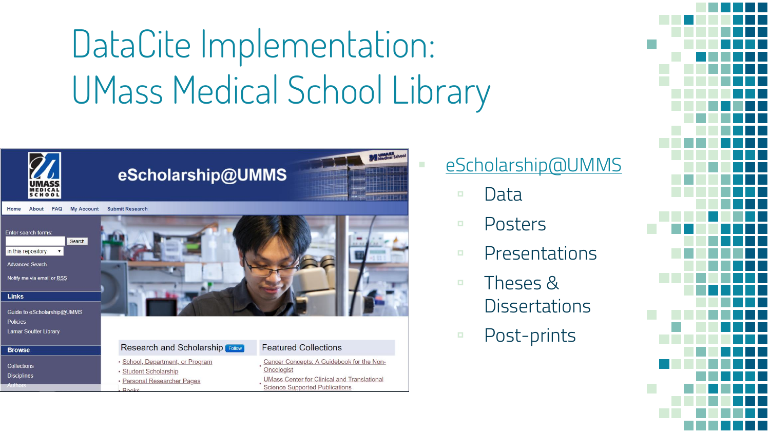# DataCite Implementation: UMass Medical School Library

- eScholarship@UMMS
  - Data
  - Posters
  - Presentations
  - Theses & Dissertations
  - Post-prints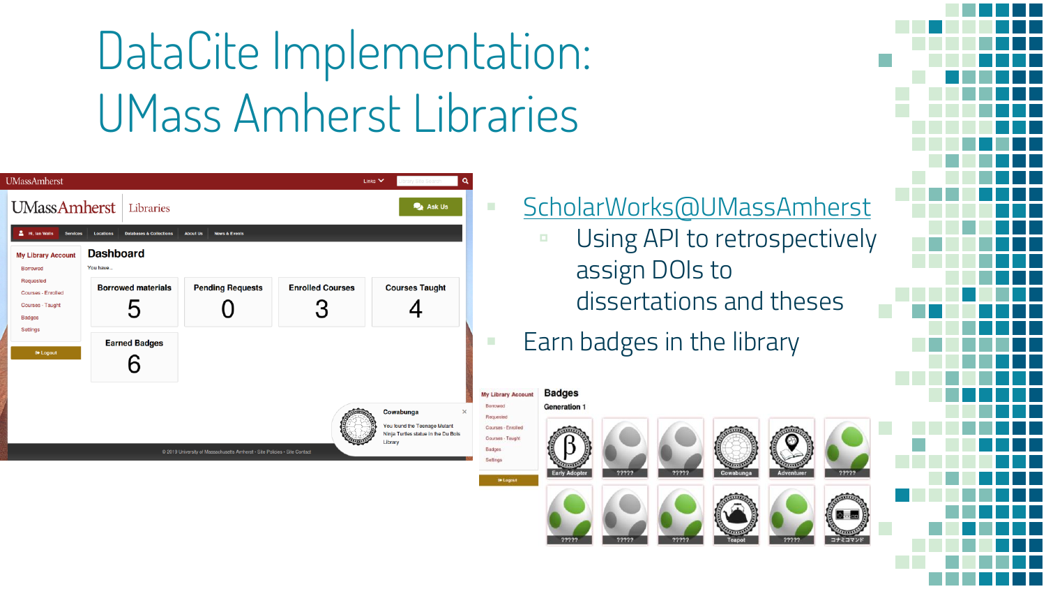# DataCite Implementation: UMass Amherst Libraries

- ScholarWorks@UMassAmherst
  - Using API to retrospectively assign DOIs to dissertations and theses
- Earn badges in the library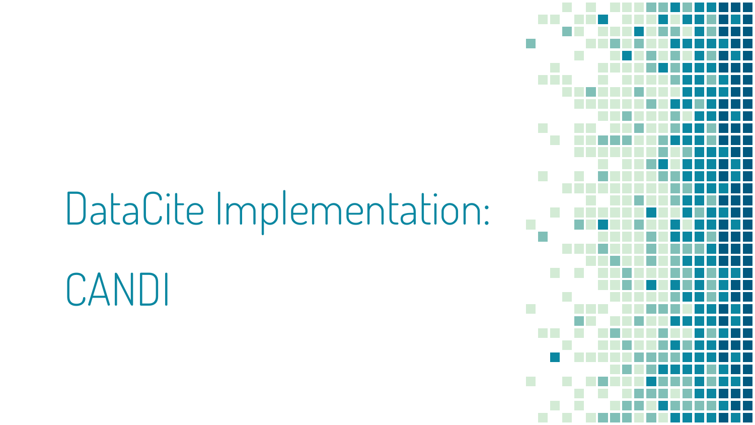# DataCite Implementation:

# CANDI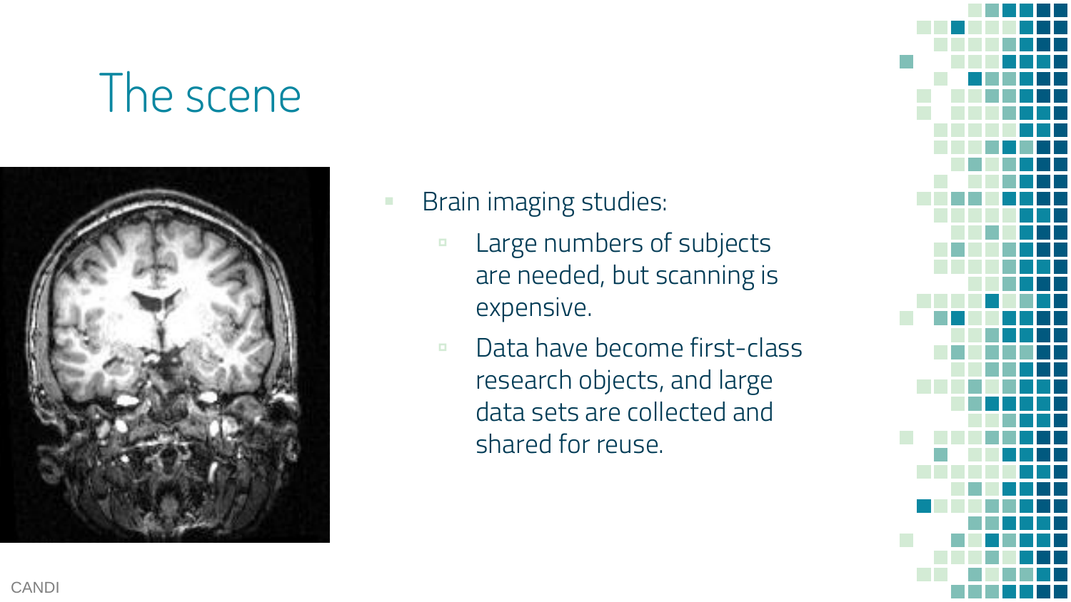# The scene

- Brain imaging studies:
  - Large numbers of subjects are needed, but scanning is expensive.
  - Data have become first-class research objects, and large data sets are collected and shared for reuse.

CANDI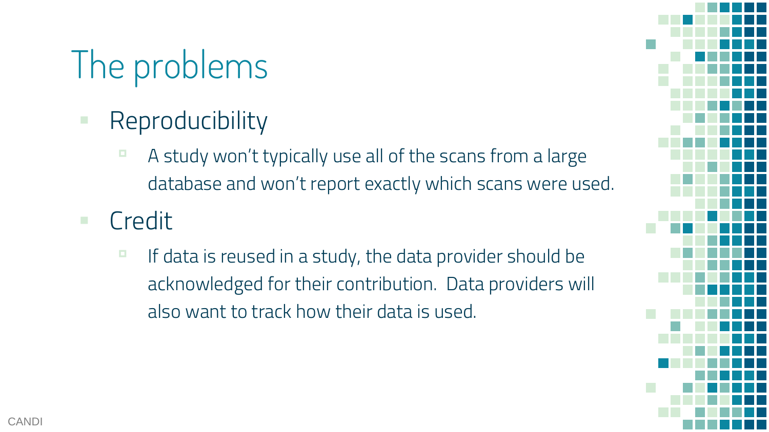# The problems

- Reproducibility
  - A study won't typically use all of the scans from a large database and won't report exactly which scans were used.
- Credit
  - If data is reused in a study, the data provider should be acknowledged for their contribution. Data providers will also want to track how their data is used.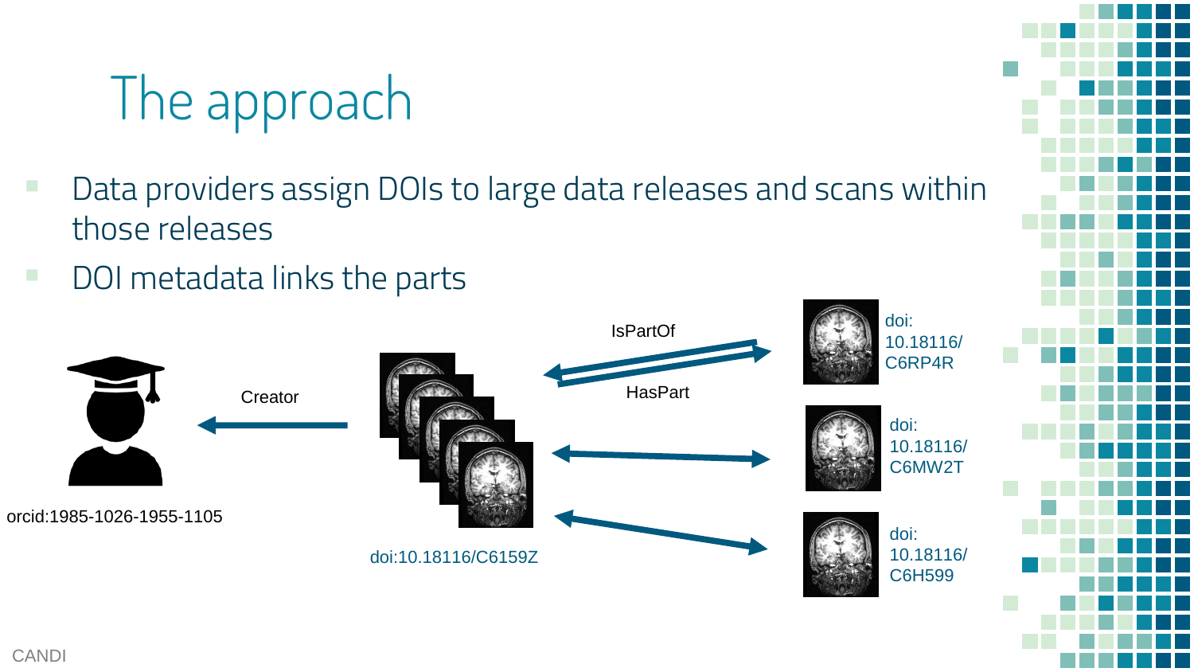# The approach

- Data providers assign DOIs to large data releases and scans within those releases
- DOI metadata links the parts

Creator

orcid:1985-1026-1955-1105

doi:10.18116/C6159Z

IsPartOf

HasPart

doi: 10.18116/ C6RP4R

doi: 10.18116/ C6MW2T

doi: 10.18116/ C6H599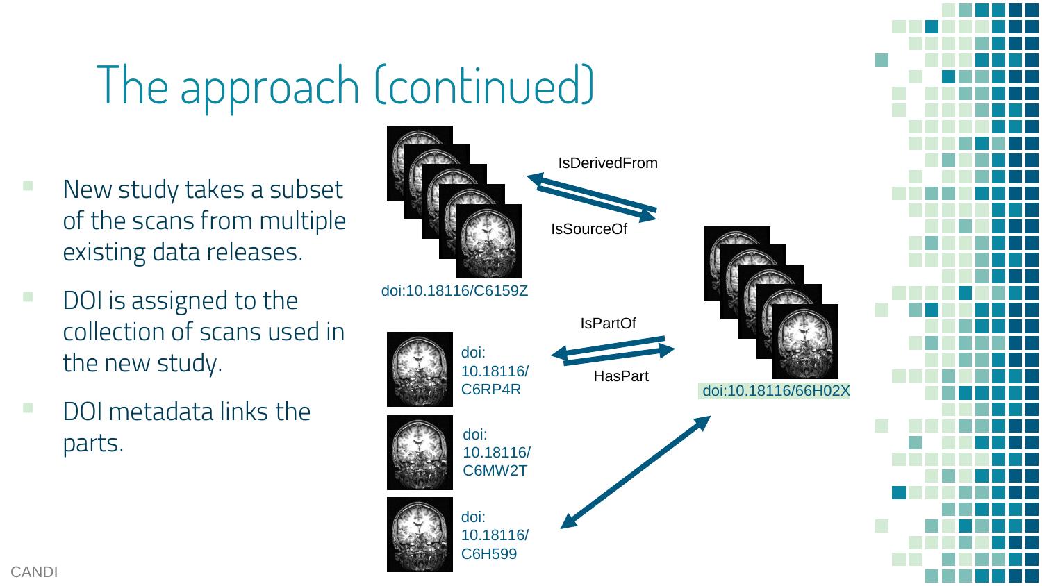# The approach (continued)

- New study takes a subset of the scans from multiple existing data releases.
- DOI is assigned to the collection of scans used in the new study.
- DOI metadata links the parts.

IsDerivedFrom

IsSourceOf

doi:10.18116/C6159Z

IsPartOf

HasPart

doi: 10.18116/ C6RP4R

doi: 10.18116/ C6MW2T

doi: 10.18116/ C6H599

doi:10.18116/66H02X

CANDI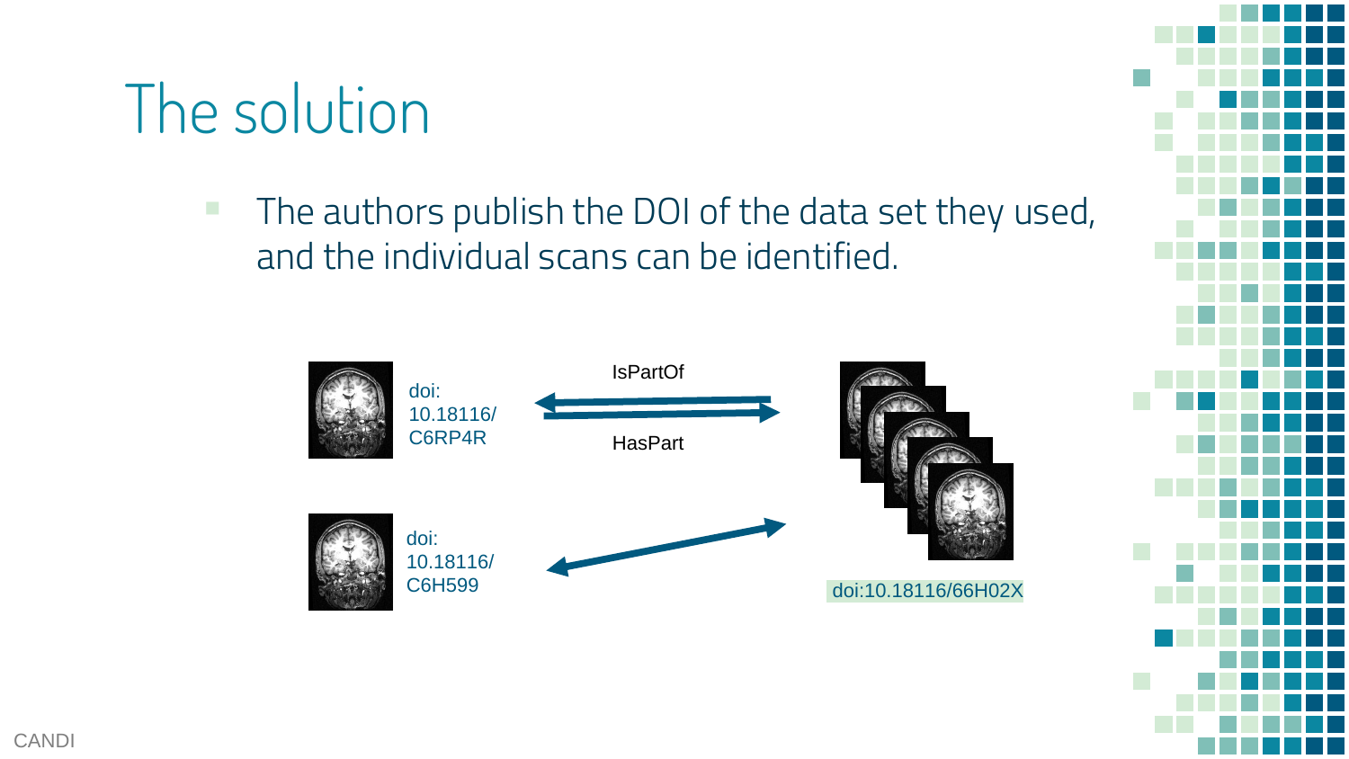# The solution

- The authors publish the DOI of the data set they used, and the individual scans can be identified.

doi:
10.18116/
C6RP4R

IsPartOf

HasPart

doi:
10.18116/
C6H599

doi:10.18116/66H02X

CANDI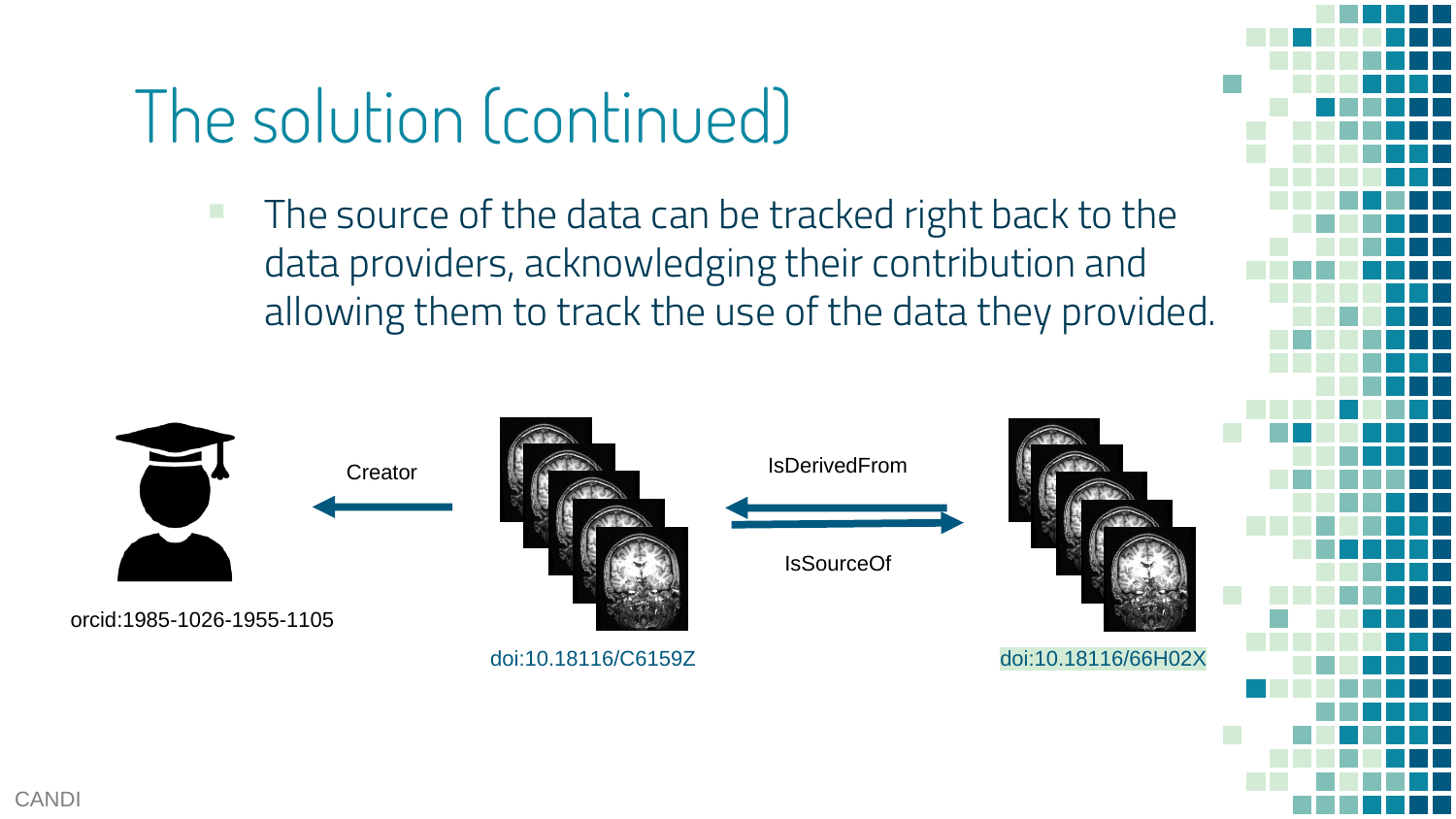# The solution (continued)

- The source of the data can be tracked right back to the data providers, acknowledging their contribution and allowing them to track the use of the data they provided.

Creator

IsDerivedFrom

IsSourceOf

orcid:1985-1026-1955-1105

doi:10.18116/C6159Z

doi:10.18116/66H02X

CANDI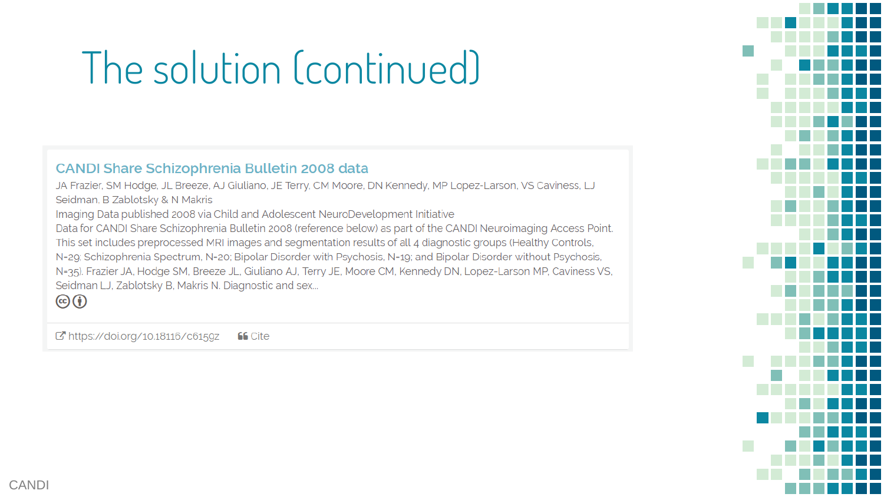# The solution (continued)

## CANDI Share Schizophrenia Bulletin 2008 data

JA Frazier, SM Hodge, JL Breeze, AJ Giuliano, JE Terry, CM Moore, DN Kennedy, MP Lopez-Larson, VS Caviness, LJ Seidman, B Zablotsky & N Makris

Imaging Data published 2008 via Child and Adolescent NeuroDevelopment Initiative

Data for CANDI Share Schizophrenia Bulletin 2008 (reference below) as part of the CANDI Neuroimaging Access Point. This set includes preprocessed MRI images and segmentation results of all 4 diagnostic groups (Healthy Controls, N=29; Schizophrenia Spectrum, N=20; Bipolar Disorder with Psychosis, N=19; and Bipolar Disorder without Psychosis, N=35). Frazier JA, Hodge SM, Breeze JL, Giuliano AJ, Terry JE, Moore CM, Kennedy DN, Lopez-Larson MP, Caviness VS, Seidman LJ, Zablotsky B, Makris N. Diagnostic and sex...

https://doi.org/10.18116/c6159z Cite

CANDI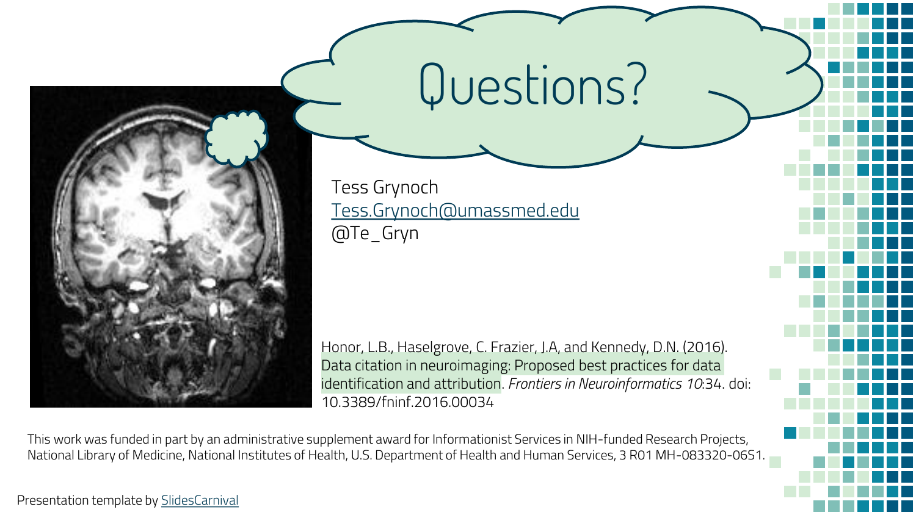# Questions?

Tess Grynoch
Tess.Grynoch@umassmed.edu
@Te_Gryn

Honor, L.B., Haselgrove, C. Frazier, J.A, and Kennedy, D.N. (2016). Data citation in neuroimaging: Proposed best practices for data identification and attribution. *Frontiers in Neuroinformatics 10*:34. doi: 10.3389/fninf.2016.00034

This work was funded in part by an administrative supplement award for Informationist Services in NIH-funded Research Projects, National Library of Medicine, National Institutes of Health, U.S. Department of Health and Human Services, 3 R01 MH-083320-06S1.

Presentation template by SlidesCarnival